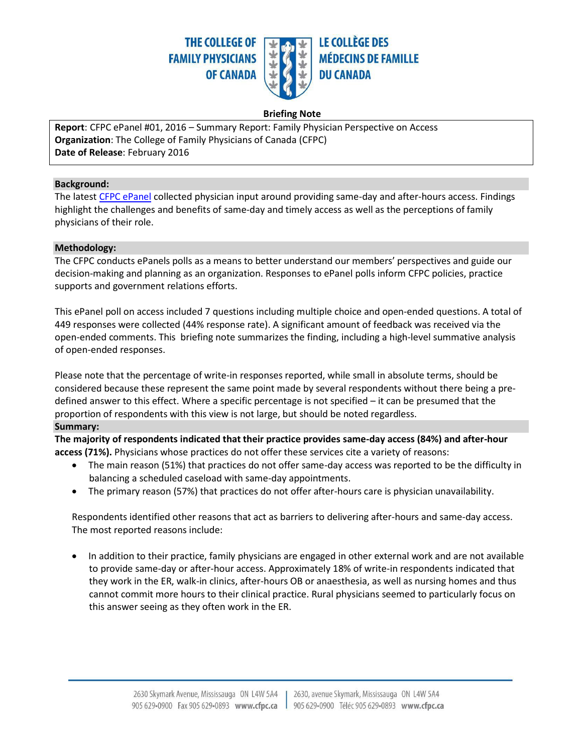THE COLLEGE OF FAMILY PHYSICIANS OF CANADA | LE COLLÈGE DES MÉDECINS DE FAMILLE DU CANADA

**Briefing Note**

**Report**: CFPC ePanel #01, 2016 – Summary Report: Family Physician Perspective on Access
**Organization**: The College of Family Physicians of Canada (CFPC)
**Date of Release**: February 2016

## Background:

The latest CFPC ePanel collected physician input around providing same-day and after-hours access. Findings highlight the challenges and benefits of same-day and timely access as well as the perceptions of family physicians of their role.

## Methodology:

The CFPC conducts ePanels polls as a means to better understand our members' perspectives and guide our decision-making and planning as an organization. Responses to ePanel polls inform CFPC policies, practice supports and government relations efforts.

This ePanel poll on access included 7 questions including multiple choice and open-ended questions. A total of 449 responses were collected (44% response rate). A significant amount of feedback was received via the open-ended comments. This briefing note summarizes the finding, including a high-level summative analysis of open-ended responses.

Please note that the percentage of write-in responses reported, while small in absolute terms, should be considered because these represent the same point made by several respondents without there being a pre-defined answer to this effect. Where a specific percentage is not specified – it can be presumed that the proportion of respondents with this view is not large, but should be noted regardless.

## Summary:

**The majority of respondents indicated that their practice provides same-day access (84%) and after-hour access (71%).** Physicians whose practices do not offer these services cite a variety of reasons:

- The main reason (51%) that practices do not offer same-day access was reported to be the difficulty in balancing a scheduled caseload with same-day appointments.
- The primary reason (57%) that practices do not offer after-hours care is physician unavailability.

Respondents identified other reasons that act as barriers to delivering after-hours and same-day access. The most reported reasons include:

- In addition to their practice, family physicians are engaged in other external work and are not available to provide same-day or after-hour access. Approximately 18% of write-in respondents indicated that they work in the ER, walk-in clinics, after-hours OB or anaesthesia, as well as nursing homes and thus cannot commit more hours to their clinical practice. Rural physicians seemed to particularly focus on this answer seeing as they often work in the ER.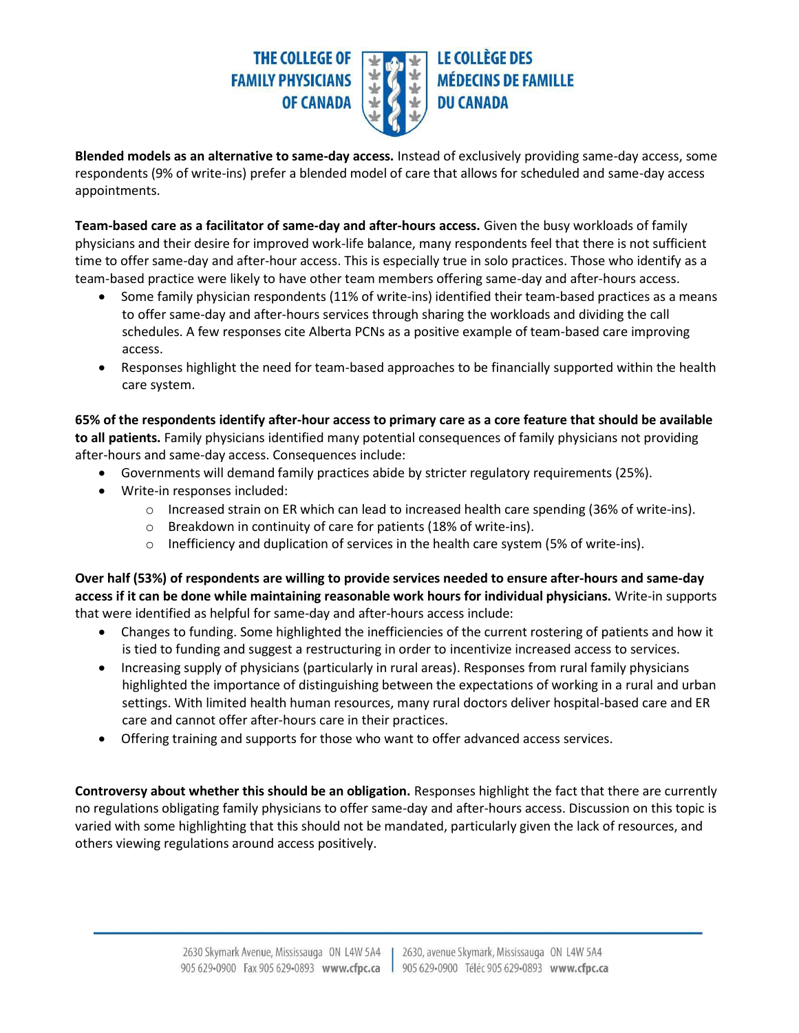**Blended models as an alternative to same-day access.** Instead of exclusively providing same-day access, some respondents (9% of write-ins) prefer a blended model of care that allows for scheduled and same-day access appointments.

**Team-based care as a facilitator of same-day and after-hours access.** Given the busy workloads of family physicians and their desire for improved work-life balance, many respondents feel that there is not sufficient time to offer same-day and after-hour access. This is especially true in solo practices. Those who identify as a team-based practice were likely to have other team members offering same-day and after-hours access.

- Some family physician respondents (11% of write-ins) identified their team-based practices as a means to offer same-day and after-hours services through sharing the workloads and dividing the call schedules. A few responses cite Alberta PCNs as a positive example of team-based care improving access.
- Responses highlight the need for team-based approaches to be financially supported within the health care system.

**65% of the respondents identify after-hour access to primary care as a core feature that should be available to all patients.** Family physicians identified many potential consequences of family physicians not providing after-hours and same-day access. Consequences include:

- Governments will demand family practices abide by stricter regulatory requirements (25%).
- Write-in responses included:
  - Increased strain on ER which can lead to increased health care spending (36% of write-ins).
  - Breakdown in continuity of care for patients (18% of write-ins).
  - Inefficiency and duplication of services in the health care system (5% of write-ins).

**Over half (53%) of respondents are willing to provide services needed to ensure after-hours and same-day access if it can be done while maintaining reasonable work hours for individual physicians.** Write-in supports that were identified as helpful for same-day and after-hours access include:

- Changes to funding. Some highlighted the inefficiencies of the current rostering of patients and how it is tied to funding and suggest a restructuring in order to incentivize increased access to services.
- Increasing supply of physicians (particularly in rural areas). Responses from rural family physicians highlighted the importance of distinguishing between the expectations of working in a rural and urban settings. With limited health human resources, many rural doctors deliver hospital-based care and ER care and cannot offer after-hours care in their practices.
- Offering training and supports for those who want to offer advanced access services.

**Controversy about whether this should be an obligation.** Responses highlight the fact that there are currently no regulations obligating family physicians to offer same-day and after-hours access. Discussion on this topic is varied with some highlighting that this should not be mandated, particularly given the lack of resources, and others viewing regulations around access positively.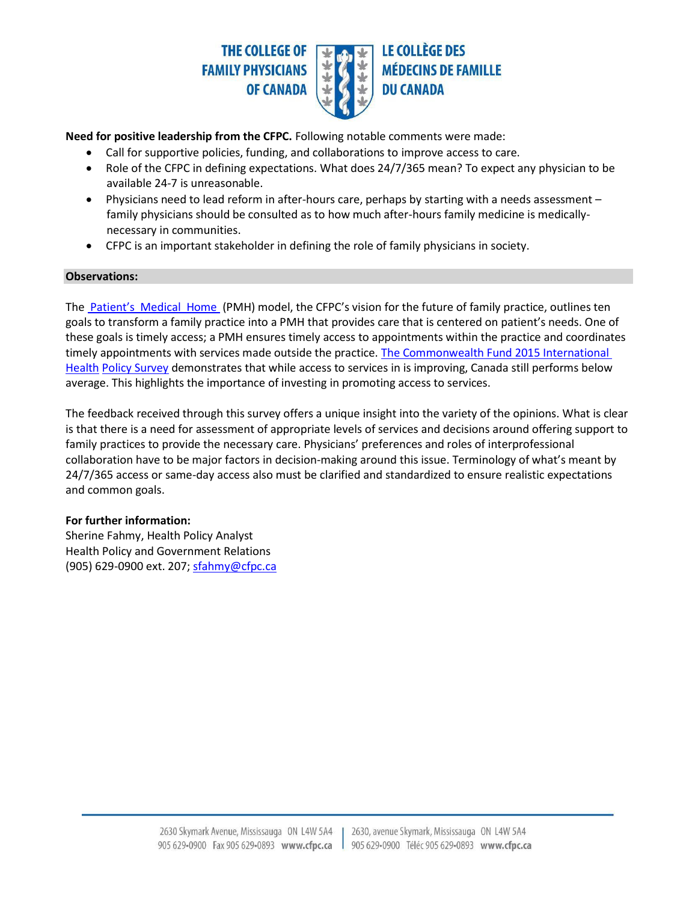**Need for positive leadership from the CFPC.** Following notable comments were made:

- Call for supportive policies, funding, and collaborations to improve access to care.
- Role of the CFPC in defining expectations. What does 24/7/365 mean? To expect any physician to be available 24-7 is unreasonable.
- Physicians need to lead reform in after-hours care, perhaps by starting with a needs assessment – family physicians should be consulted as to how much after-hours family medicine is medically-necessary in communities.
- CFPC is an important stakeholder in defining the role of family physicians in society.

**Observations:**

The Patient's Medical Home (PMH) model, the CFPC's vision for the future of family practice, outlines ten goals to transform a family practice into a PMH that provides care that is centered on patient's needs. One of these goals is timely access; a PMH ensures timely access to appointments within the practice and coordinates timely appointments with services made outside the practice. The Commonwealth Fund 2015 International Health Policy Survey demonstrates that while access to services in is improving, Canada still performs below average. This highlights the importance of investing in promoting access to services.

The feedback received through this survey offers a unique insight into the variety of the opinions. What is clear is that there is a need for assessment of appropriate levels of services and decisions around offering support to family practices to provide the necessary care. Physicians' preferences and roles of interprofessional collaboration have to be major factors in decision-making around this issue. Terminology of what's meant by 24/7/365 access or same-day access also must be clarified and standardized to ensure realistic expectations and common goals.

**For further information:**
Sherine Fahmy, Health Policy Analyst
Health Policy and Government Relations
(905) 629-0900 ext. 207; sfahmy@cfpc.ca